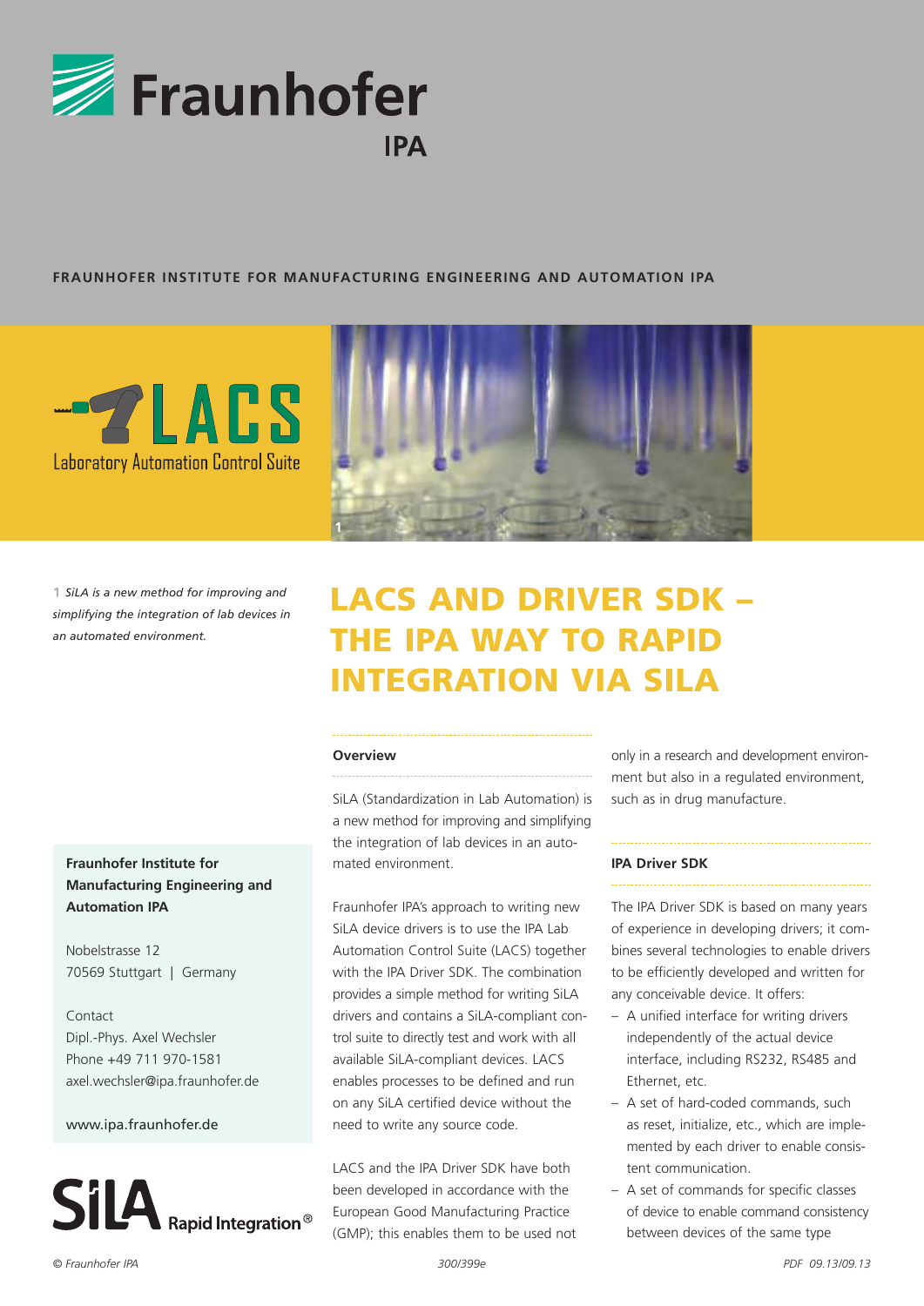**Fraunhofer**
**IPA**

**FRAUNHOFER INSTITUTE FOR MANUFACTURING ENGINEERING AND AUTOMATION IPA**

LACS
Laboratory Automation Control Suite

*1 SiLA is a new method for improving and simplifying the integration of lab devices in an automated environment.*

# LACS AND DRIVER SDK – THE IPA WAY TO RAPID INTEGRATION VIA SILA

## Overview

SiLA (Standardization in Lab Automation) is a new method for improving and simplifying the integration of lab devices in an automated environment.

Fraunhofer IPA's approach to writing new SiLA device drivers is to use the IPA Lab Automation Control Suite (LACS) together with the IPA Driver SDK. The combination provides a simple method for writing SiLA drivers and contains a SiLA-compliant control suite to directly test and work with all available SiLA-compliant devices. LACS enables processes to be defined and run on any SiLA certified device without the need to write any source code.

LACS and the IPA Driver SDK have both been developed in accordance with the European Good Manufacturing Practice (GMP); this enables them to be used not only in a research and development environment but also in a regulated environment, such as in drug manufacture.

## IPA Driver SDK

The IPA Driver SDK is based on many years of experience in developing drivers; it combines several technologies to enable drivers to be efficiently developed and written for any conceivable device. It offers:

- A unified interface for writing drivers independently of the actual device interface, including RS232, RS485 and Ethernet, etc.
- A set of hard-coded commands, such as reset, initialize, etc., which are implemented by each driver to enable consistent communication.
- A set of commands for specific classes of device to enable command consistency between devices of the same type

**Fraunhofer Institute for Manufacturing Engineering and Automation IPA**

Nobelstrasse 12
70569 Stuttgart | Germany

Contact
Dipl.-Phys. Axel Wechsler
Phone +49 711 970-1581
axel.wechsler@ipa.fraunhofer.de

www.ipa.fraunhofer.de

SiLA Rapid Integration®

© Fraunhofer IPA 300/399e PDF 09.13/09.13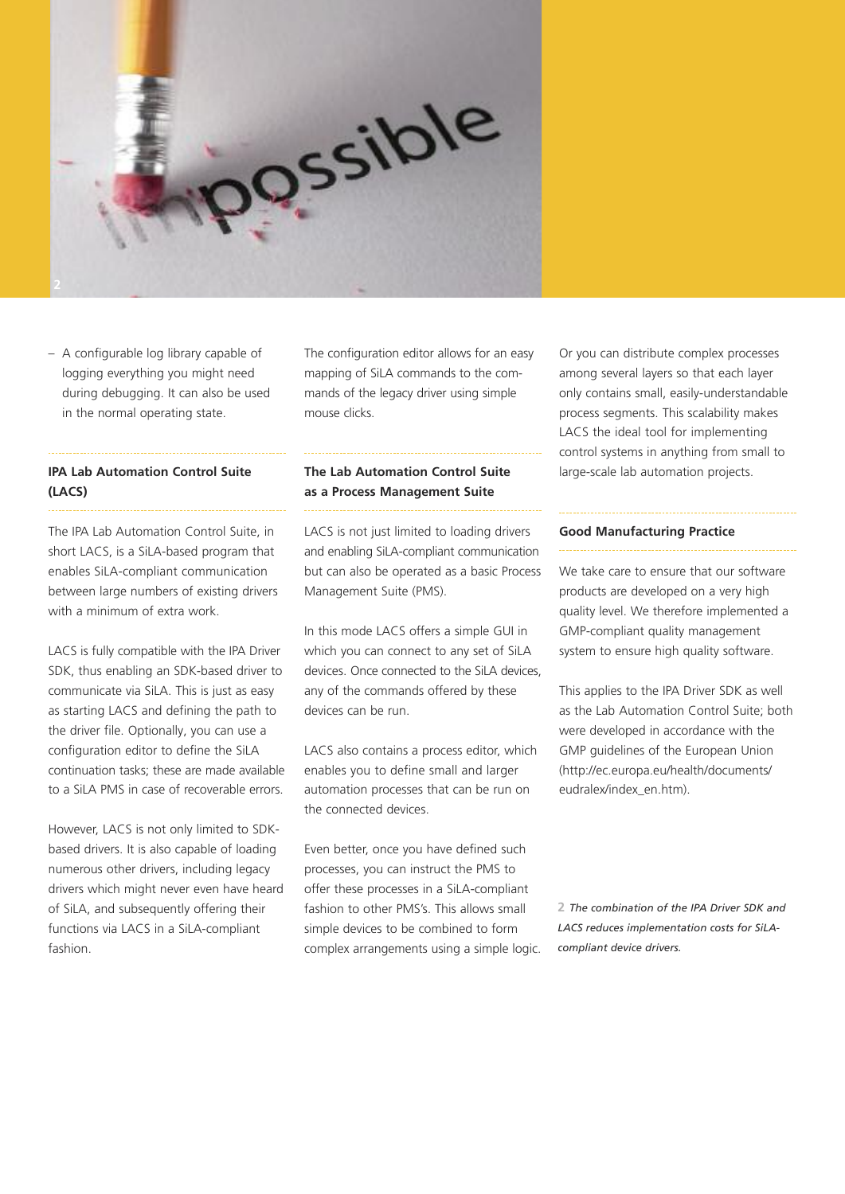– A configurable log library capable of logging everything you might need during debugging. It can also be used in the normal operating state.

### IPA Lab Automation Control Suite (LACS)

The IPA Lab Automation Control Suite, in short LACS, is a SiLA-based program that enables SiLA-compliant communication between large numbers of existing drivers with a minimum of extra work.

LACS is fully compatible with the IPA Driver SDK, thus enabling an SDK-based driver to communicate via SiLA. This is just as easy as starting LACS and defining the path to the driver file. Optionally, you can use a configuration editor to define the SiLA continuation tasks; these are made available to a SiLA PMS in case of recoverable errors.

However, LACS is not only limited to SDK-based drivers. It is also capable of loading numerous other drivers, including legacy drivers which might never even have heard of SiLA, and subsequently offering their functions via LACS in a SiLA-compliant fashion.

The configuration editor allows for an easy mapping of SiLA commands to the commands of the legacy driver using simple mouse clicks.

### The Lab Automation Control Suite as a Process Management Suite

LACS is not just limited to loading drivers and enabling SiLA-compliant communication but can also be operated as a basic Process Management Suite (PMS).

In this mode LACS offers a simple GUI in which you can connect to any set of SiLA devices. Once connected to the SiLA devices, any of the commands offered by these devices can be run.

LACS also contains a process editor, which enables you to define small and larger automation processes that can be run on the connected devices.

Even better, once you have defined such processes, you can instruct the PMS to offer these processes in a SiLA-compliant fashion to other PMS's. This allows small simple devices to be combined to form complex arrangements using a simple logic. Or you can distribute complex processes among several layers so that each layer only contains small, easily-understandable process segments. This scalability makes LACS the ideal tool for implementing control systems in anything from small to large-scale lab automation projects.

### Good Manufacturing Practice

We take care to ensure that our software products are developed on a very high quality level. We therefore implemented a GMP-compliant quality management system to ensure high quality software.

This applies to the IPA Driver SDK as well as the Lab Automation Control Suite; both were developed in accordance with the GMP guidelines of the European Union (http://ec.europa.eu/health/documents/eudralex/index_en.htm).

**2** *The combination of the IPA Driver SDK and LACS reduces implementation costs for SiLA-compliant device drivers.*